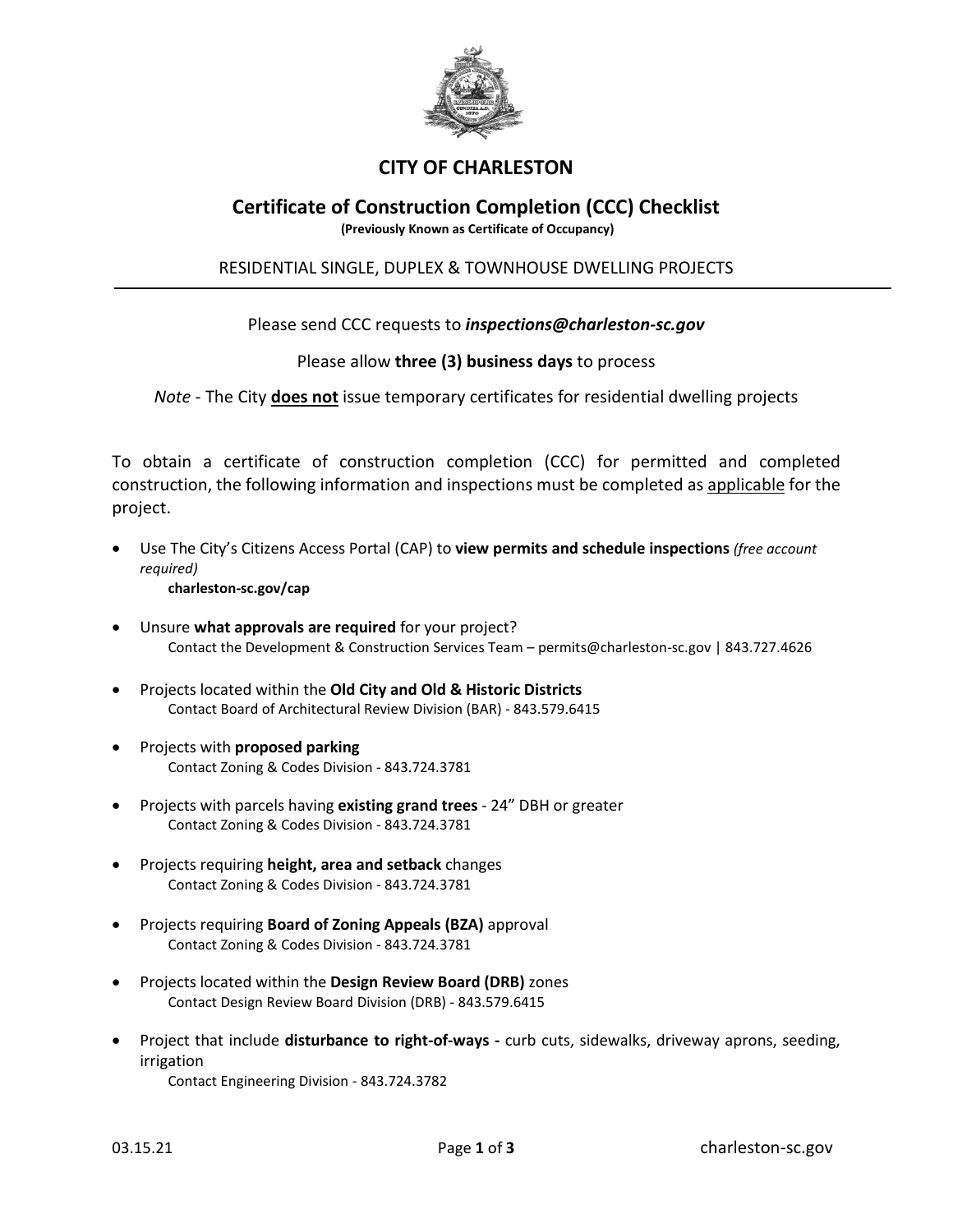# CITY OF CHARLESTON

## Certificate of Construction Completion (CCC) Checklist

**(Previously Known as Certificate of Occupancy)**

RESIDENTIAL SINGLE, DUPLEX & TOWNHOUSE DWELLING PROJECTS

---

Please send CCC requests to ***inspections@charleston-sc.gov***

Please allow **three (3) business days** to process

*Note* - The City **does not** issue temporary certificates for residential dwelling projects

To obtain a certificate of construction completion (CCC) for permitted and completed construction, the following information and inspections must be completed as applicable for the project.

- Use The City's Citizens Access Portal (CAP) to **view permits and schedule inspections** *(free account required)*
  **charleston-sc.gov/cap**
- Unsure **what approvals are required** for your project?
  Contact the Development & Construction Services Team – permits@charleston-sc.gov | 843.727.4626
- Projects located within the **Old City and Old & Historic Districts**
  Contact Board of Architectural Review Division (BAR) - 843.579.6415
- Projects with **proposed parking**
  Contact Zoning & Codes Division - 843.724.3781
- Projects with parcels having **existing grand trees** - 24" DBH or greater
  Contact Zoning & Codes Division - 843.724.3781
- Projects requiring **height, area and setback** changes
  Contact Zoning & Codes Division - 843.724.3781
- Projects requiring **Board of Zoning Appeals (BZA)** approval
  Contact Zoning & Codes Division - 843.724.3781
- Projects located within the **Design Review Board (DRB)** zones
  Contact Design Review Board Division (DRB) - 843.579.6415
- Project that include **disturbance to right-of-ways -** curb cuts, sidewalks, driveway aprons, seeding, irrigation
  Contact Engineering Division - 843.724.3782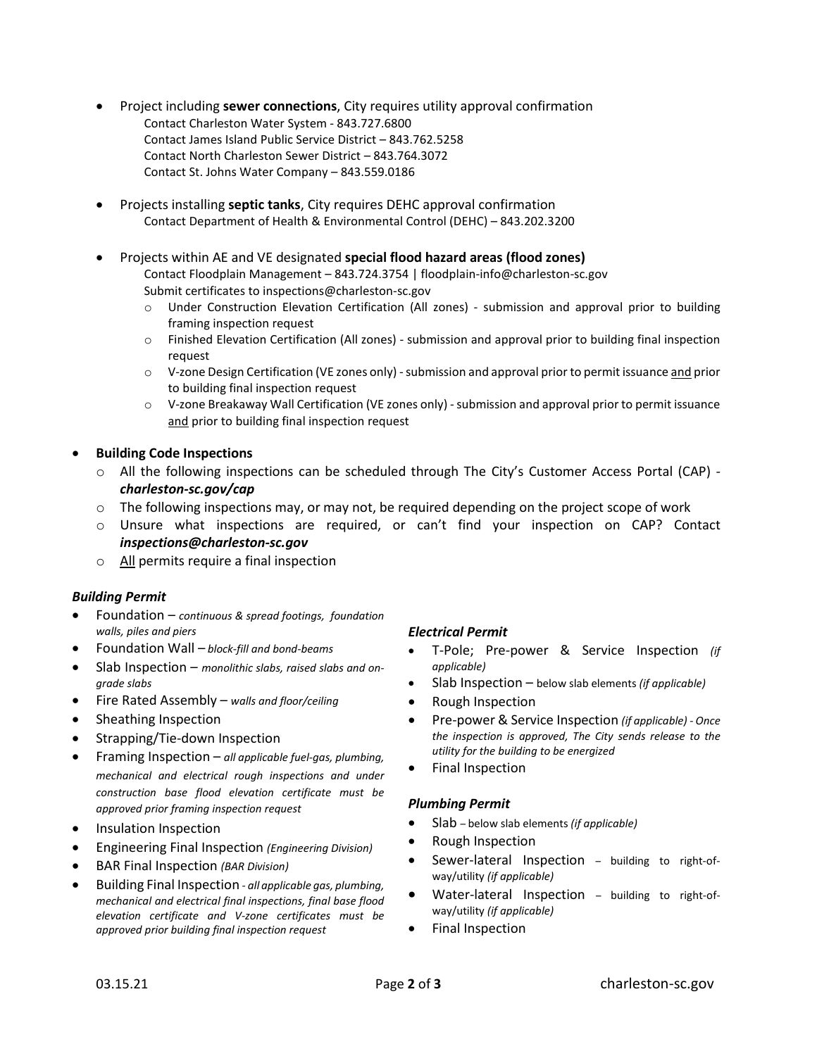- Project including **sewer connections**, City requires utility approval confirmation
  - Contact Charleston Water System - 843.727.6800
  - Contact James Island Public Service District – 843.762.5258
  - Contact North Charleston Sewer District – 843.764.3072
  - Contact St. Johns Water Company – 843.559.0186

- Projects installing **septic tanks**, City requires DEHC approval confirmation
  - Contact Department of Health & Environmental Control (DEHC) – 843.202.3200

- Projects within AE and VE designated **special flood hazard areas (flood zones)**
  - Contact Floodplain Management – 843.724.3754 | floodplain-info@charleston-sc.gov
  - Submit certificates to inspections@charleston-sc.gov
    - Under Construction Elevation Certification (All zones) - submission and approval prior to building framing inspection request
    - Finished Elevation Certification (All zones) - submission and approval prior to building final inspection request
    - V-zone Design Certification (VE zones only) - submission and approval prior to permit issuance <u>and</u> prior to building final inspection request
    - V-zone Breakaway Wall Certification (VE zones only) - submission and approval prior to permit issuance <u>and</u> prior to building final inspection request

- **Building Code Inspections**
  - All the following inspections can be scheduled through The City's Customer Access Portal (CAP) - ***charleston-sc.gov/cap***
  - The following inspections may, or may not, be required depending on the project scope of work
  - Unsure what inspections are required, or can't find your inspection on CAP? Contact ***inspections@charleston-sc.gov***
  - <u>All</u> permits require a final inspection

### *Building Permit*

- Foundation – *continuous & spread footings, foundation walls, piles and piers*
- Foundation Wall – *block-fill and bond-beams*
- Slab Inspection – *monolithic slabs, raised slabs and on-grade slabs*
- Fire Rated Assembly – *walls and floor/ceiling*
- Sheathing Inspection
- Strapping/Tie-down Inspection
- Framing Inspection – *all applicable fuel-gas, plumbing, mechanical and electrical rough inspections and under construction base flood elevation certificate must be approved prior framing inspection request*
- Insulation Inspection
- Engineering Final Inspection *(Engineering Division)*
- BAR Final Inspection *(BAR Division)*
- Building Final Inspection - *all applicable gas, plumbing, mechanical and electrical final inspections, final base flood elevation certificate and V-zone certificates must be approved prior building final inspection request*

### *Electrical Permit*

- T-Pole; Pre-power & Service Inspection *(if applicable)*
- Slab Inspection – below slab elements *(if applicable)*
- Rough Inspection
- Pre-power & Service Inspection *(if applicable) - Once the inspection is approved, The City sends release to the utility for the building to be energized*
- Final Inspection

### *Plumbing Permit*

- Slab – below slab elements *(if applicable)*
- Rough Inspection
- Sewer-lateral Inspection – building to right-of-way/utility *(if applicable)*
- Water-lateral Inspection – building to right-of-way/utility *(if applicable)*
- Final Inspection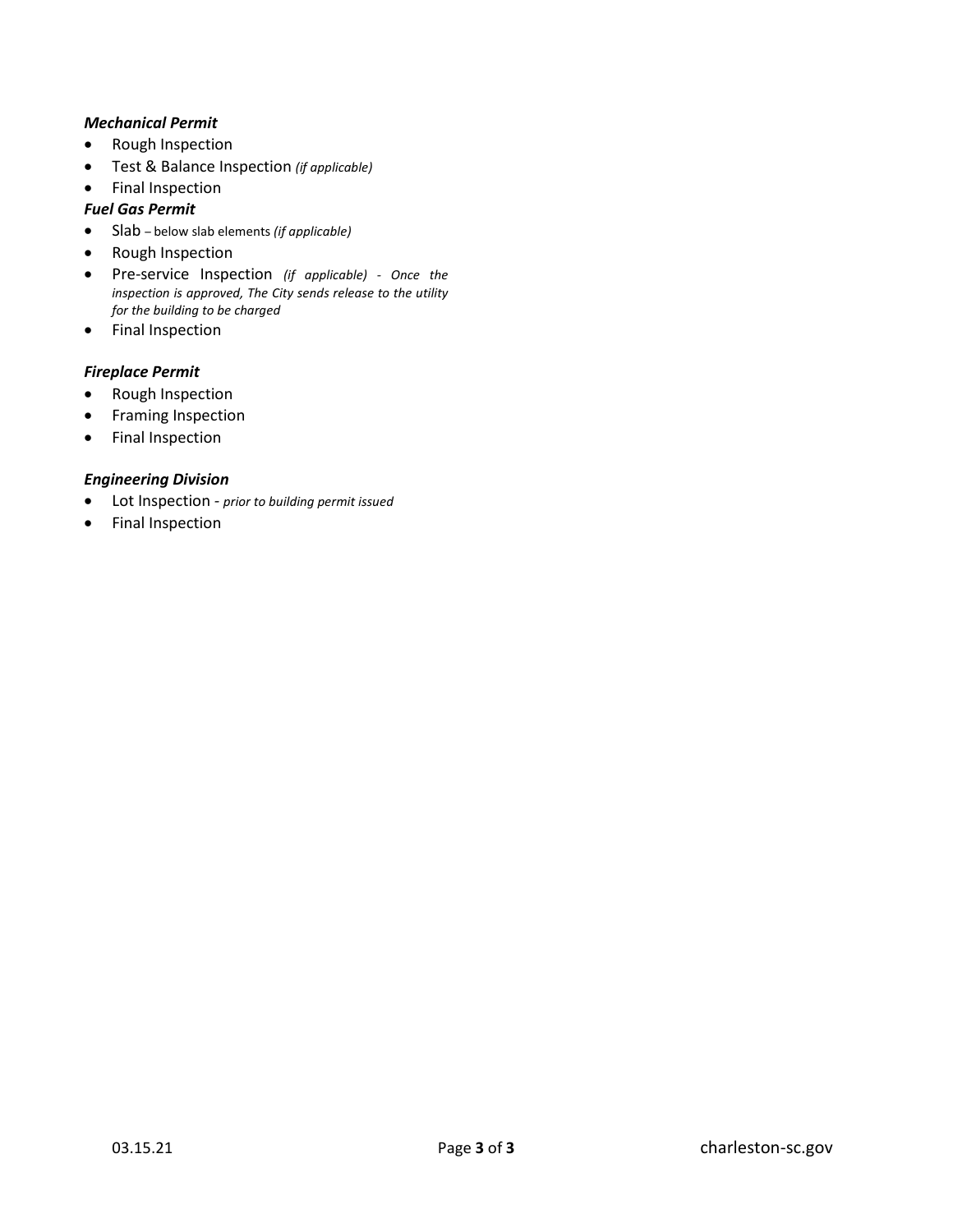***Mechanical Permit***

- Rough Inspection
- Test & Balance Inspection *(if applicable)*
- Final Inspection

***Fuel Gas Permit***

- Slab – below slab elements *(if applicable)*
- Rough Inspection
- Pre-service Inspection *(if applicable) - Once the inspection is approved, The City sends release to the utility for the building to be charged*
- Final Inspection

***Fireplace Permit***

- Rough Inspection
- Framing Inspection
- Final Inspection

***Engineering Division***

- Lot Inspection - *prior to building permit issued*
- Final Inspection